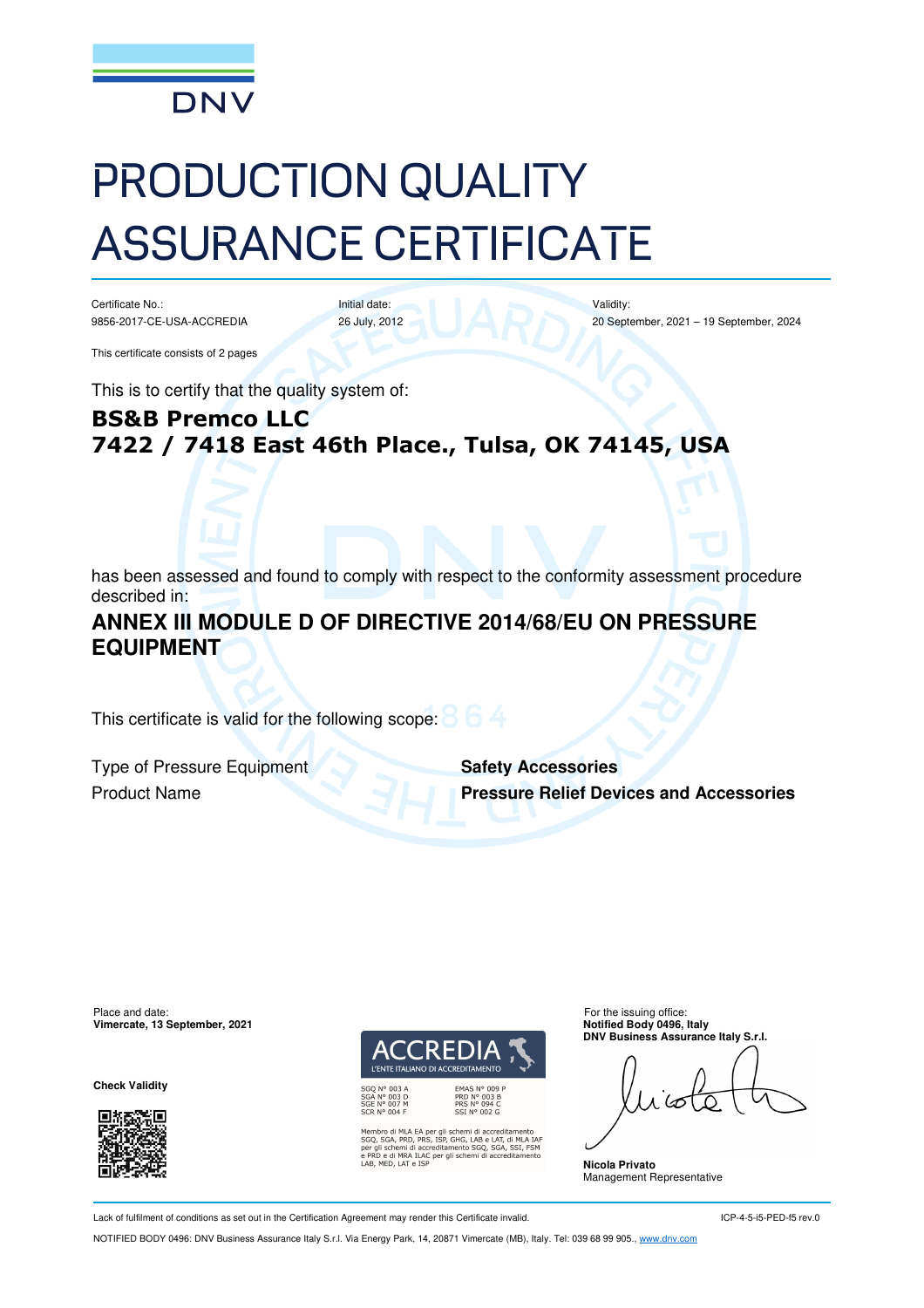DNV

# PRODUCTION QUALITY ASSURANCE CERTIFICATE

| Certificate No.: | Initial date: | Validity: |
|---|---|---|
| 9856-2017-CE-USA-ACCREDIA | 26 July, 2012 | 20 September, 2021 – 19 September, 2024 |

This certificate consists of 2 pages

This is to certify that the quality system of:

## BS&B Premco LLC
## 7422 / 7418 East 46th Place., Tulsa, OK 74145, USA

has been assessed and found to comply with respect to the conformity assessment procedure described in:

## ANNEX III MODULE D OF DIRECTIVE 2014/68/EU ON PRESSURE EQUIPMENT

This certificate is valid for the following scope:

| | |
|---|---|
| Type of Pressure Equipment | **Safety Accessories** |
| Product Name | **Pressure Relief Devices and Accessories** |

Place and date:
**Vimercate, 13 September, 2021**

**Check Validity**

ACCREDIA
L'ENTE ITALIANO DI ACCREDITAMENTO

SGQ N° 003 A
SGA N° 003 D
SGE N° 007 M
SCR N° 004 F

EMAS N° 009 P
PRD N° 003 B
PRS N° 094 C
SSI N° 002 G

Membro di MLA EA per gli schemi di accreditamento SGQ, SGA, PRD, PRS, ISP, GHG, LAB e LAT, di MLA IAF per gli schemi di accreditamento SGQ, SGA, SSI, FSM e PRD e di MRA ILAC per gli schemi di accreditamento LAB, MED, LAT e ISP

For the issuing office:
**Notified Body 0496, Italy**
**DNV Business Assurance Italy S.r.l.**

**Nicola Privato**
Management Representative

Lack of fulfilment of conditions as set out in the Certification Agreement may render this Certificate invalid.

ICP-4-5-i5-PED-f5 rev.0

NOTIFIED BODY 0496: DNV Business Assurance Italy S.r.l. Via Energy Park, 14, 20871 Vimercate (MB), Italy. Tel: 039 68 99 905., www.dnv.com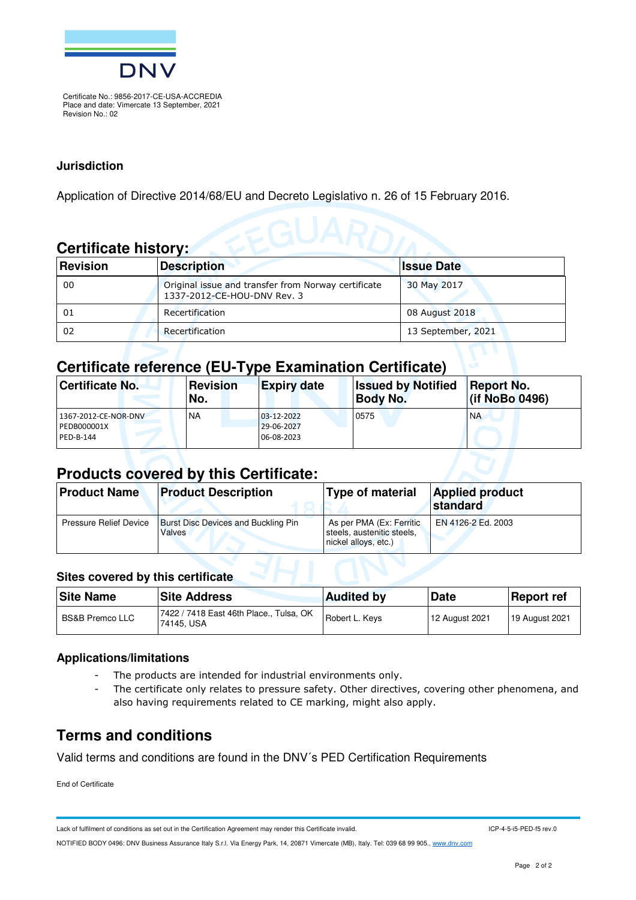Certificate No.: 9856-2017-CE-USA-ACCREDIA
Place and date: Vimercate 13 September, 2021
Revision No.: 02

### Jurisdiction

Application of Directive 2014/68/EU and Decreto Legislativo n. 26 of 15 February 2016.

## Certificate history:

| Revision | Description | Issue Date |
|---|---|---|
| 00 | Original issue and transfer from Norway certificate 1337-2012-CE-HOU-DNV Rev. 3 | 30 May 2017 |
| 01 | Recertification | 08 August 2018 |
| 02 | Recertification | 13 September, 2021 |

## Certificate reference (EU-Type Examination Certificate)

| Certificate No. | Revision No. | Expiry date | Issued by Notified Body No. | Report No. (if NoBo 0496) |
|---|---|---|---|---|
| 1367-2012-CE-NOR-DNV<br>PEDB000001X<br>PED-B-144 | NA | 03-12-2022<br>29-06-2027<br>06-08-2023 | 0575 | NA |

## Products covered by this Certificate:

| Product Name | Product Description | Type of material | Applied product standard |
|---|---|---|---|
| Pressure Relief Device | Burst Disc Devices and Buckling Pin Valves | As per PMA (Ex: Ferritic steels, austenitic steels, nickel alloys, etc.) | EN 4126-2 Ed. 2003 |

### Sites covered by this certificate

| Site Name | Site Address | Audited by | Date | Report ref |
|---|---|---|---|---|
| BS&B Premco LLC | 7422 / 7418 East 46th Place., Tulsa, OK 74145, USA | Robert L. Keys | 12 August 2021 | 19 August 2021 |

### Applications/limitations

- The products are intended for industrial environments only.
- The certificate only relates to pressure safety. Other directives, covering other phenomena, and also having requirements related to CE marking, might also apply.

## Terms and conditions

Valid terms and conditions are found in the DNV´s PED Certification Requirements

End of Certificate

Lack of fulfilment of conditions as set out in the Certification Agreement may render this Certificate invalid.

ICP-4-5-i5-PED-f5 rev.0

NOTIFIED BODY 0496: DNV Business Assurance Italy S.r.l. Via Energy Park, 14, 20871 Vimercate (MB), Italy. Tel: 039 68 99 905., www.dnv.com